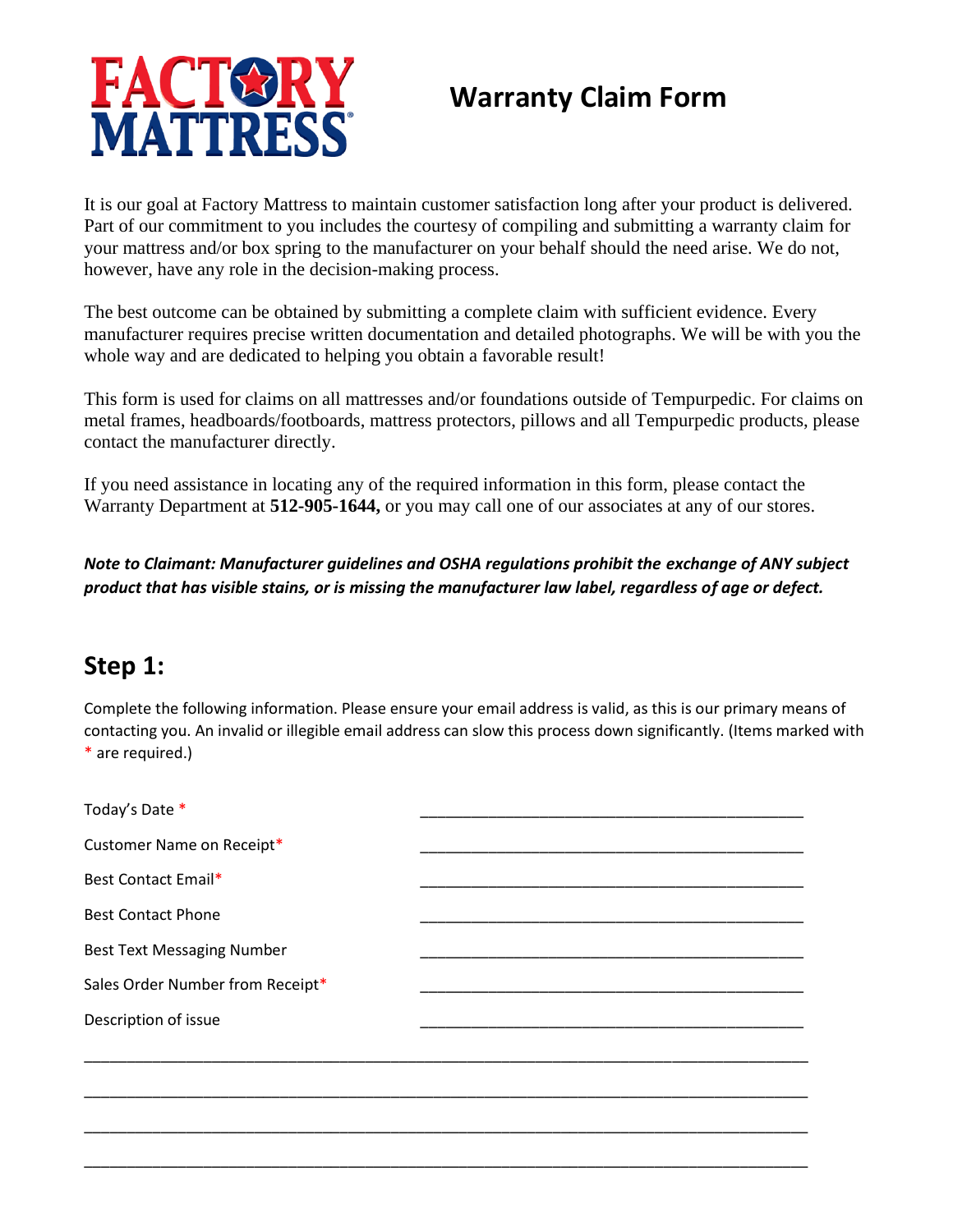FACTORY MATTRESS

# Warranty Claim Form

It is our goal at Factory Mattress to maintain customer satisfaction long after your product is delivered. Part of our commitment to you includes the courtesy of compiling and submitting a warranty claim for your mattress and/or box spring to the manufacturer on your behalf should the need arise. We do not, however, have any role in the decision-making process.

The best outcome can be obtained by submitting a complete claim with sufficient evidence. Every manufacturer requires precise written documentation and detailed photographs. We will be with you the whole way and are dedicated to helping you obtain a favorable result!

This form is used for claims on all mattresses and/or foundations outside of Tempurpedic. For claims on metal frames, headboards/footboards, mattress protectors, pillows and all Tempurpedic products, please contact the manufacturer directly.

If you need assistance in locating any of the required information in this form, please contact the Warranty Department at **512-905-1644,** or you may call one of our associates at any of our stores.

***Note to Claimant: Manufacturer guidelines and OSHA regulations prohibit the exchange of ANY subject product that has visible stains, or is missing the manufacturer law label, regardless of age or defect.***

## Step 1:

Complete the following information. Please ensure your email address is valid, as this is our primary means of contacting you. An invalid or illegible email address can slow this process down significantly. (Items marked with * are required.)

Today's Date * ______________________________________________

Customer Name on Receipt* ______________________________________________

Best Contact Email* ______________________________________________

Best Contact Phone ______________________________________________

Best Text Messaging Number ______________________________________________

Sales Order Number from Receipt* ______________________________________________

Description of issue ______________________________________________

______________________________________________________________________________

______________________________________________________________________________

______________________________________________________________________________

______________________________________________________________________________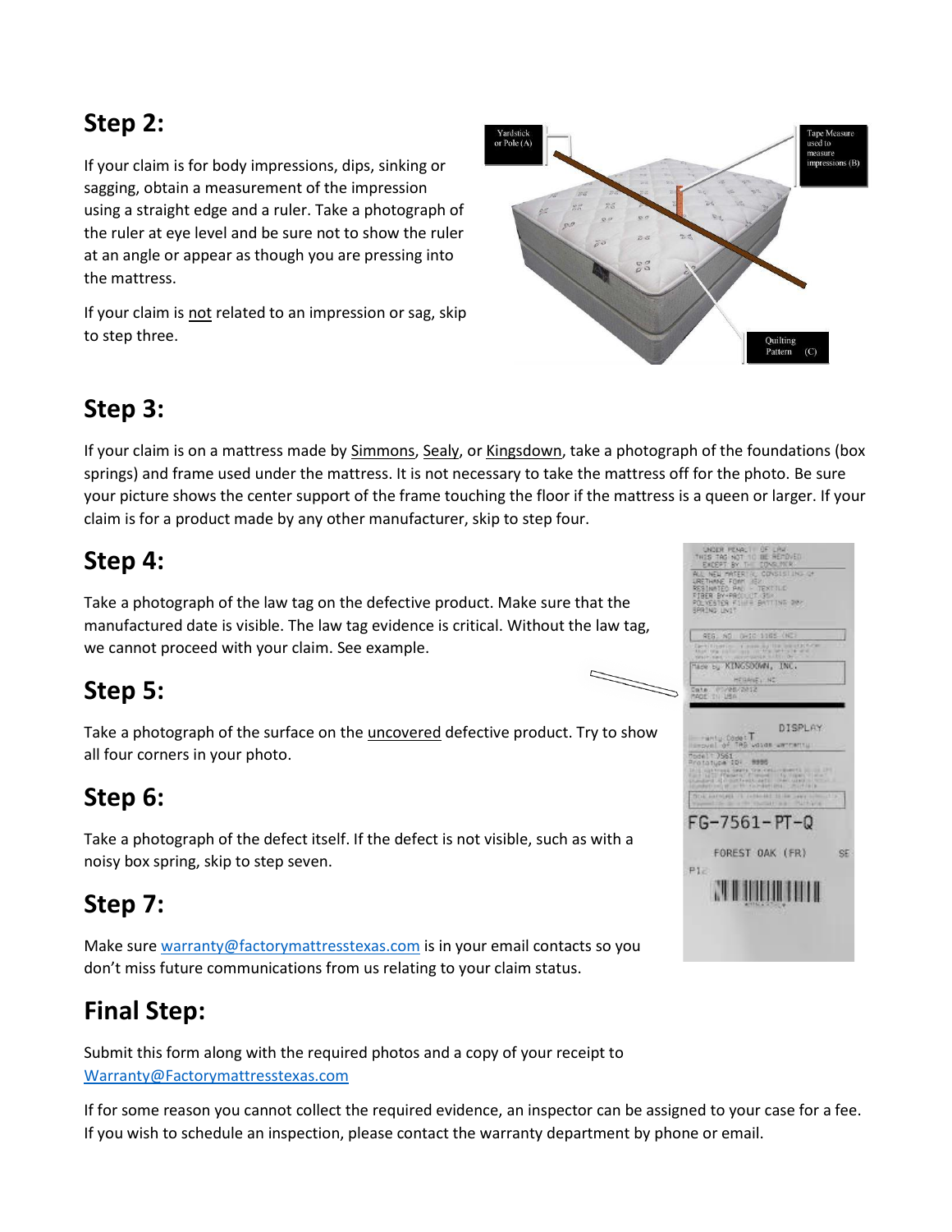## Step 2:

If your claim is for body impressions, dips, sinking or sagging, obtain a measurement of the impression using a straight edge and a ruler. Take a photograph of the ruler at eye level and be sure not to show the ruler at an angle or appear as though you are pressing into the mattress.

If your claim is not related to an impression or sag, skip to step three.

## Step 3:

If your claim is on a mattress made by Simmons, Sealy, or Kingsdown, take a photograph of the foundations (box springs) and frame used under the mattress. It is not necessary to take the mattress off for the photo. Be sure your picture shows the center support of the frame touching the floor if the mattress is a queen or larger. If your claim is for a product made by any other manufacturer, skip to step four.

## Step 4:

Take a photograph of the law tag on the defective product. Make sure that the manufactured date is visible. The law tag evidence is critical. Without the law tag, we cannot proceed with your claim. See example.

## Step 5:

Take a photograph of the surface on the uncovered defective product. Try to show all four corners in your photo.

## Step 6:

Take a photograph of the defect itself. If the defect is not visible, such as with a noisy box spring, skip to step seven.

## Step 7:

Make sure warranty@factorymattresstexas.com is in your email contacts so you don't miss future communications from us relating to your claim status.

## Final Step:

Submit this form along with the required photos and a copy of your receipt to Warranty@Factorymattresstexas.com

If for some reason you cannot collect the required evidence, an inspector can be assigned to your case for a fee. If you wish to schedule an inspection, please contact the warranty department by phone or email.